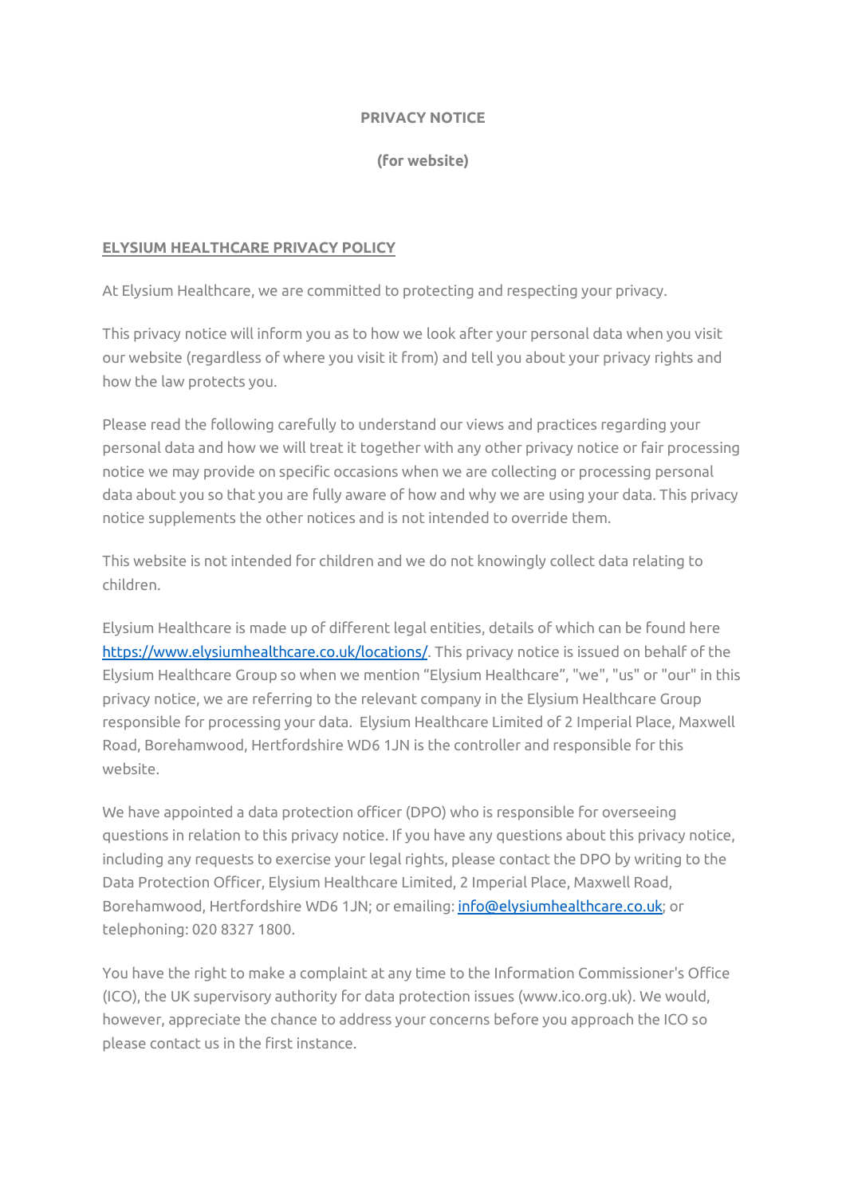**PRIVACY NOTICE**

**(for website)**

## ELYSIUM HEALTHCARE PRIVACY POLICY

At Elysium Healthcare, we are committed to protecting and respecting your privacy.

This privacy notice will inform you as to how we look after your personal data when you visit our website (regardless of where you visit it from) and tell you about your privacy rights and how the law protects you.

Please read the following carefully to understand our views and practices regarding your personal data and how we will treat it together with any other privacy notice or fair processing notice we may provide on specific occasions when we are collecting or processing personal data about you so that you are fully aware of how and why we are using your data. This privacy notice supplements the other notices and is not intended to override them.

This website is not intended for children and we do not knowingly collect data relating to children.

Elysium Healthcare is made up of different legal entities, details of which can be found here https://www.elysiumhealthcare.co.uk/locations/. This privacy notice is issued on behalf of the Elysium Healthcare Group so when we mention "Elysium Healthcare", "we", "us" or "our" in this privacy notice, we are referring to the relevant company in the Elysium Healthcare Group responsible for processing your data. Elysium Healthcare Limited of 2 Imperial Place, Maxwell Road, Borehamwood, Hertfordshire WD6 1JN is the controller and responsible for this website.

We have appointed a data protection officer (DPO) who is responsible for overseeing questions in relation to this privacy notice. If you have any questions about this privacy notice, including any requests to exercise your legal rights, please contact the DPO by writing to the Data Protection Officer, Elysium Healthcare Limited, 2 Imperial Place, Maxwell Road, Borehamwood, Hertfordshire WD6 1JN; or emailing: info@elysiumhealthcare.co.uk; or telephoning: 020 8327 1800.

You have the right to make a complaint at any time to the Information Commissioner's Office (ICO), the UK supervisory authority for data protection issues (www.ico.org.uk). We would, however, appreciate the chance to address your concerns before you approach the ICO so please contact us in the first instance.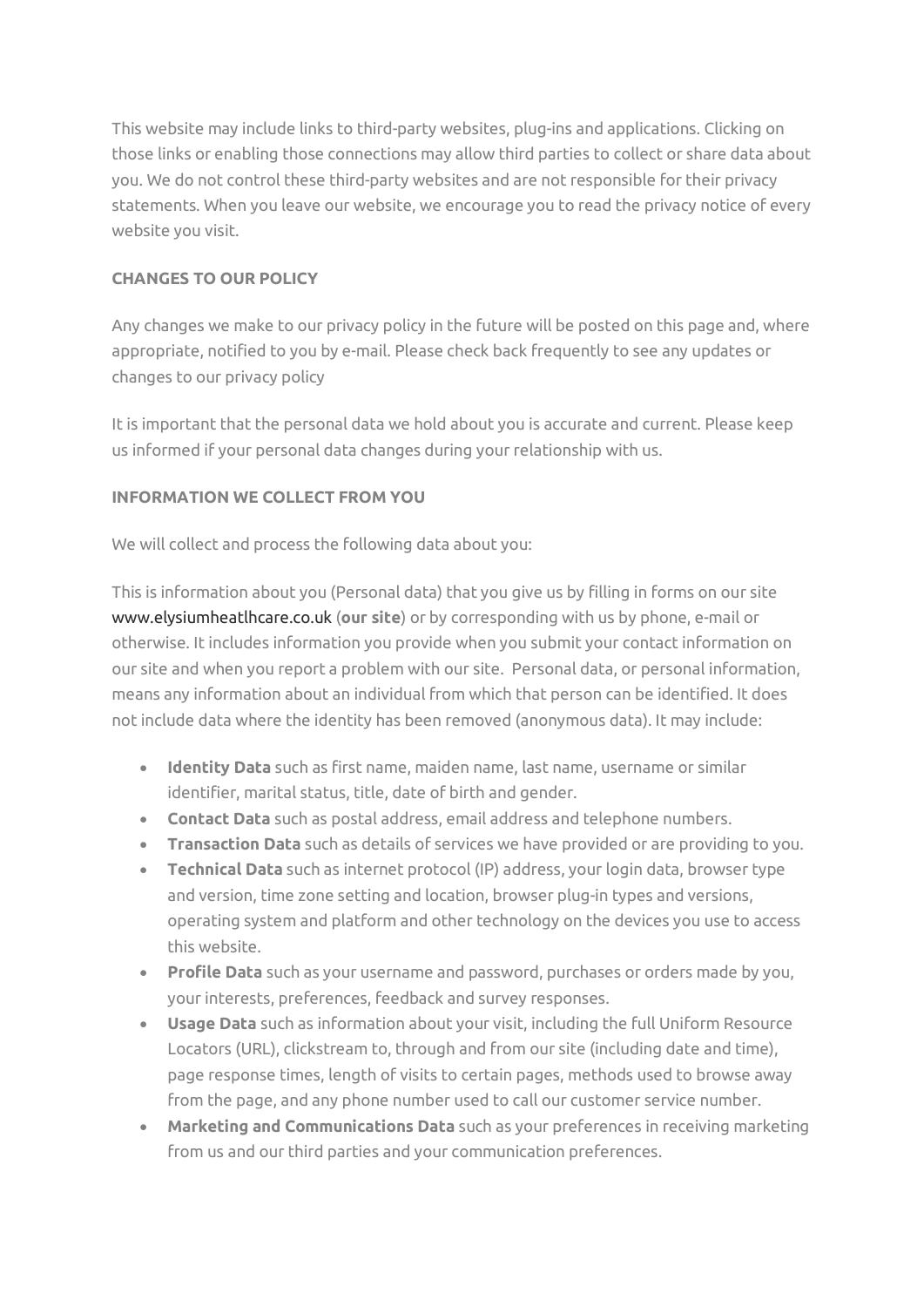This website may include links to third-party websites, plug-ins and applications. Clicking on those links or enabling those connections may allow third parties to collect or share data about you. We do not control these third-party websites and are not responsible for their privacy statements. When you leave our website, we encourage you to read the privacy notice of every website you visit.

**CHANGES TO OUR POLICY**

Any changes we make to our privacy policy in the future will be posted on this page and, where appropriate, notified to you by e-mail. Please check back frequently to see any updates or changes to our privacy policy

It is important that the personal data we hold about you is accurate and current. Please keep us informed if your personal data changes during your relationship with us.

**INFORMATION WE COLLECT FROM YOU**

We will collect and process the following data about you:

This is information about you (Personal data) that you give us by filling in forms on our site www.elysiumheatlhcare.co.uk (**our site**) or by corresponding with us by phone, e-mail or otherwise. It includes information you provide when you submit your contact information on our site and when you report a problem with our site. Personal data, or personal information, means any information about an individual from which that person can be identified. It does not include data where the identity has been removed (anonymous data). It may include:

- **Identity Data** such as first name, maiden name, last name, username or similar identifier, marital status, title, date of birth and gender.
- **Contact Data** such as postal address, email address and telephone numbers.
- **Transaction Data** such as details of services we have provided or are providing to you.
- **Technical Data** such as internet protocol (IP) address, your login data, browser type and version, time zone setting and location, browser plug-in types and versions, operating system and platform and other technology on the devices you use to access this website.
- **Profile Data** such as your username and password, purchases or orders made by you, your interests, preferences, feedback and survey responses.
- **Usage Data** such as information about your visit, including the full Uniform Resource Locators (URL), clickstream to, through and from our site (including date and time), page response times, length of visits to certain pages, methods used to browse away from the page, and any phone number used to call our customer service number.
- **Marketing and Communications Data** such as your preferences in receiving marketing from us and our third parties and your communication preferences.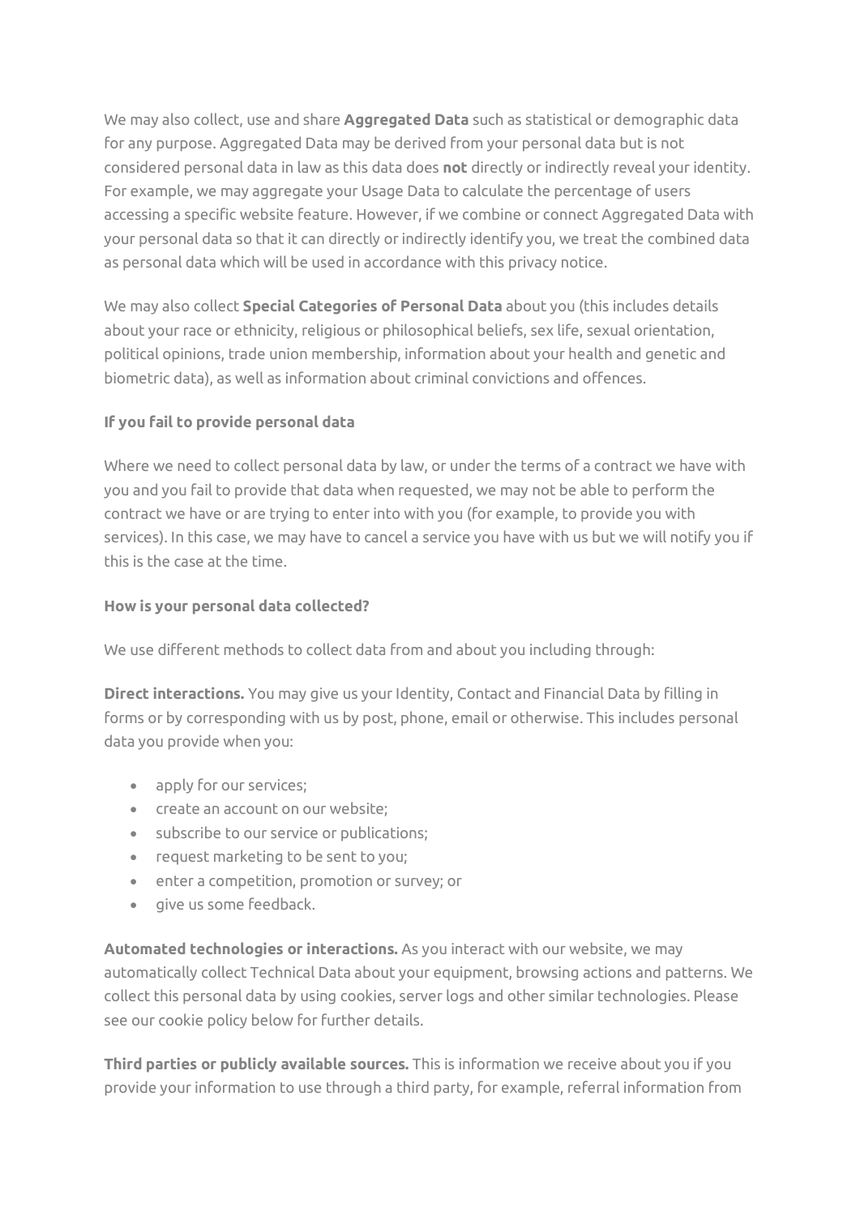We may also collect, use and share **Aggregated Data** such as statistical or demographic data for any purpose. Aggregated Data may be derived from your personal data but is not considered personal data in law as this data does **not** directly or indirectly reveal your identity. For example, we may aggregate your Usage Data to calculate the percentage of users accessing a specific website feature. However, if we combine or connect Aggregated Data with your personal data so that it can directly or indirectly identify you, we treat the combined data as personal data which will be used in accordance with this privacy notice.

We may also collect **Special Categories of Personal Data** about you (this includes details about your race or ethnicity, religious or philosophical beliefs, sex life, sexual orientation, political opinions, trade union membership, information about your health and genetic and biometric data), as well as information about criminal convictions and offences.

**If you fail to provide personal data**

Where we need to collect personal data by law, or under the terms of a contract we have with you and you fail to provide that data when requested, we may not be able to perform the contract we have or are trying to enter into with you (for example, to provide you with services). In this case, we may have to cancel a service you have with us but we will notify you if this is the case at the time.

**How is your personal data collected?**

We use different methods to collect data from and about you including through:

**Direct interactions.** You may give us your Identity, Contact and Financial Data by filling in forms or by corresponding with us by post, phone, email or otherwise. This includes personal data you provide when you:

- apply for our services;
- create an account on our website;
- subscribe to our service or publications;
- request marketing to be sent to you;
- enter a competition, promotion or survey; or
- give us some feedback.

**Automated technologies or interactions.** As you interact with our website, we may automatically collect Technical Data about your equipment, browsing actions and patterns. We collect this personal data by using cookies, server logs and other similar technologies. Please see our cookie policy below for further details.

**Third parties or publicly available sources.** This is information we receive about you if you provide your information to use through a third party, for example, referral information from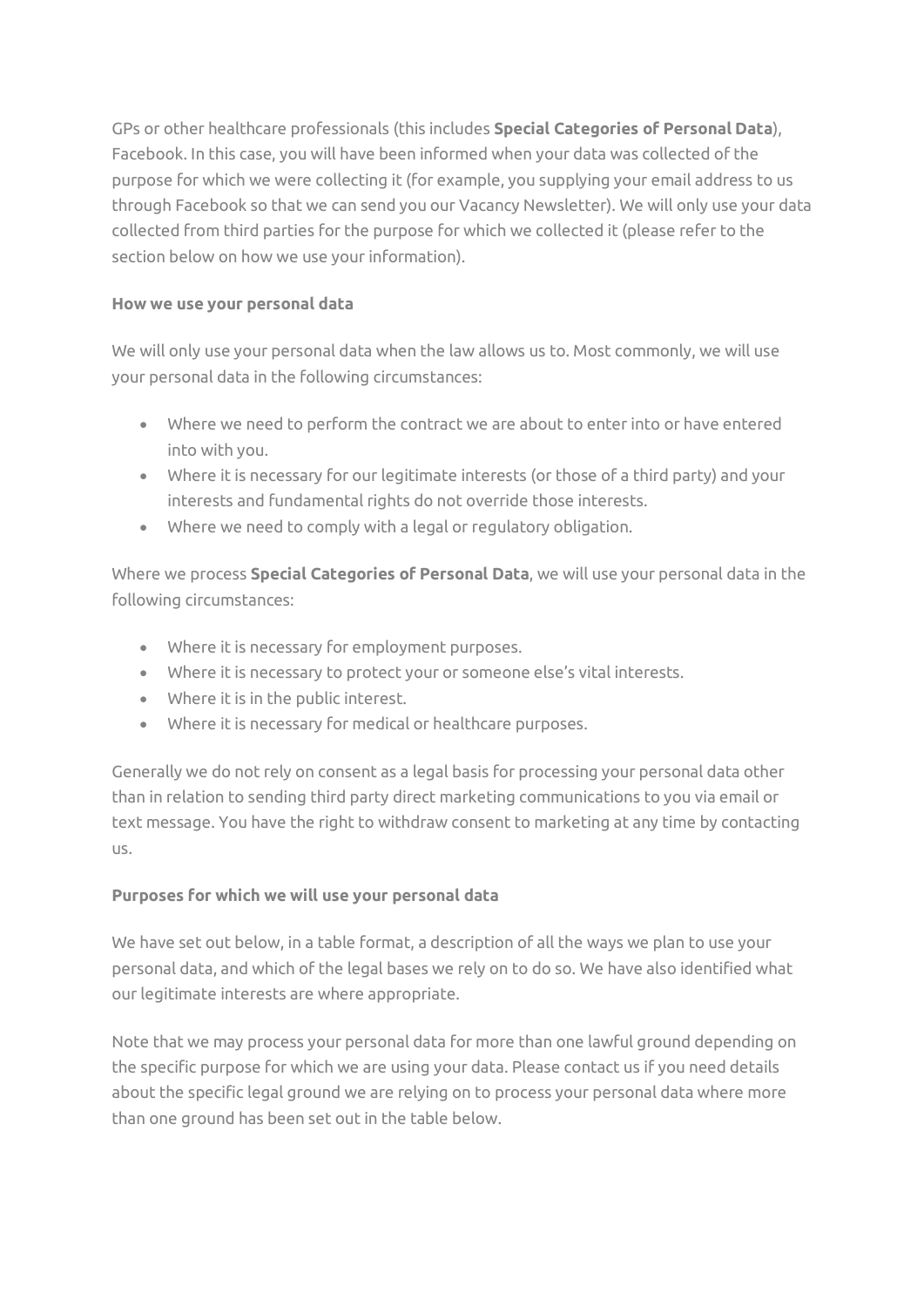GPs or other healthcare professionals (this includes **Special Categories of Personal Data**), Facebook. In this case, you will have been informed when your data was collected of the purpose for which we were collecting it (for example, you supplying your email address to us through Facebook so that we can send you our Vacancy Newsletter). We will only use your data collected from third parties for the purpose for which we collected it (please refer to the section below on how we use your information).

**How we use your personal data**

We will only use your personal data when the law allows us to. Most commonly, we will use your personal data in the following circumstances:

- Where we need to perform the contract we are about to enter into or have entered into with you.
- Where it is necessary for our legitimate interests (or those of a third party) and your interests and fundamental rights do not override those interests.
- Where we need to comply with a legal or regulatory obligation.

Where we process **Special Categories of Personal Data**, we will use your personal data in the following circumstances:

- Where it is necessary for employment purposes.
- Where it is necessary to protect your or someone else's vital interests.
- Where it is in the public interest.
- Where it is necessary for medical or healthcare purposes.

Generally we do not rely on consent as a legal basis for processing your personal data other than in relation to sending third party direct marketing communications to you via email or text message. You have the right to withdraw consent to marketing at any time by contacting us.

**Purposes for which we will use your personal data**

We have set out below, in a table format, a description of all the ways we plan to use your personal data, and which of the legal bases we rely on to do so. We have also identified what our legitimate interests are where appropriate.

Note that we may process your personal data for more than one lawful ground depending on the specific purpose for which we are using your data. Please contact us if you need details about the specific legal ground we are relying on to process your personal data where more than one ground has been set out in the table below.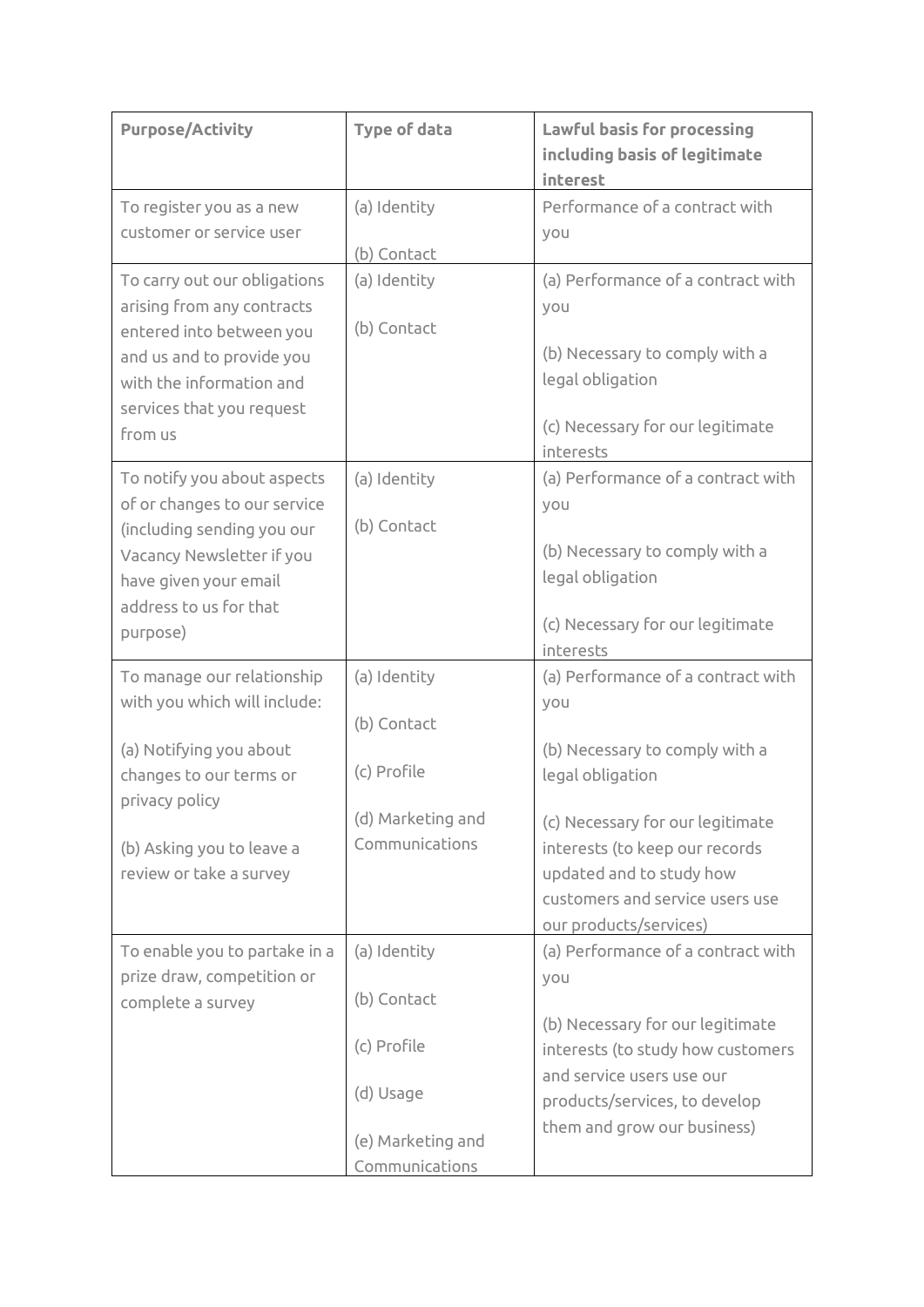| Purpose/Activity | Type of data | Lawful basis for processing including basis of legitimate interest |
| --- | --- | --- |
| To register you as a new customer or service user | (a) Identity<br><br>(b) Contact | Performance of a contract with you |
| To carry out our obligations arising from any contracts entered into between you and us and to provide you with the information and services that you request from us | (a) Identity<br><br>(b) Contact | (a) Performance of a contract with you<br><br>(b) Necessary to comply with a legal obligation<br><br>(c) Necessary for our legitimate interests |
| To notify you about aspects of or changes to our service (including sending you our Vacancy Newsletter if you have given your email address to us for that purpose) | (a) Identity<br><br>(b) Contact | (a) Performance of a contract with you<br><br>(b) Necessary to comply with a legal obligation<br><br>(c) Necessary for our legitimate interests |
| To manage our relationship with you which will include:<br><br>(a) Notifying you about changes to our terms or privacy policy<br><br>(b) Asking you to leave a review or take a survey | (a) Identity<br><br>(b) Contact<br><br>(c) Profile<br><br>(d) Marketing and Communications | (a) Performance of a contract with you<br><br>(b) Necessary to comply with a legal obligation<br><br>(c) Necessary for our legitimate interests (to keep our records updated and to study how customers and service users use our products/services) |
| To enable you to partake in a prize draw, competition or complete a survey | (a) Identity<br><br>(b) Contact<br><br>(c) Profile<br><br>(d) Usage<br><br>(e) Marketing and Communications | (a) Performance of a contract with you<br><br>(b) Necessary for our legitimate interests (to study how customers and service users use our products/services, to develop them and grow our business) |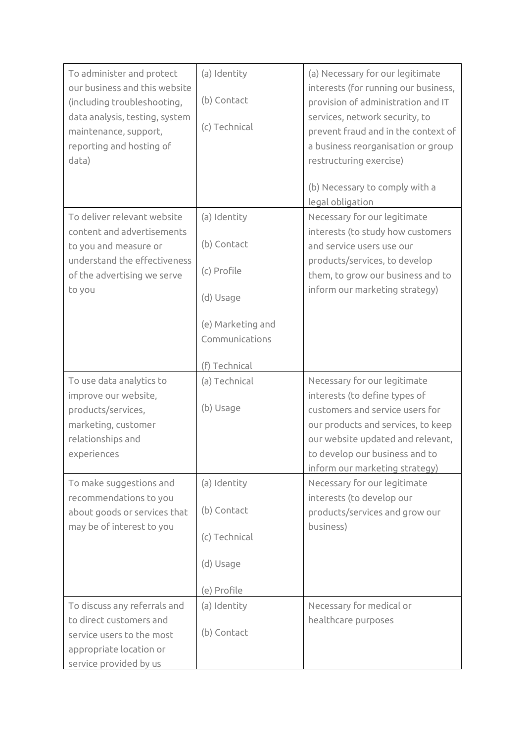| | | |
|---|---|---|
| To administer and protect our business and this website (including troubleshooting, data analysis, testing, system maintenance, support, reporting and hosting of data) | (a) Identity<br><br>(b) Contact<br><br>(c) Technical | (a) Necessary for our legitimate interests (for running our business, provision of administration and IT services, network security, to prevent fraud and in the context of a business reorganisation or group restructuring exercise)<br><br>(b) Necessary to comply with a legal obligation |
| To deliver relevant website content and advertisements to you and measure or understand the effectiveness of the advertising we serve to you | (a) Identity<br><br>(b) Contact<br><br>(c) Profile<br><br>(d) Usage<br><br>(e) Marketing and Communications<br><br>(f) Technical | Necessary for our legitimate interests (to study how customers and service users use our products/services, to develop them, to grow our business and to inform our marketing strategy) |
| To use data analytics to improve our website, products/services, marketing, customer relationships and experiences | (a) Technical<br><br>(b) Usage | Necessary for our legitimate interests (to define types of customers and service users for our products and services, to keep our website updated and relevant, to develop our business and to inform our marketing strategy) |
| To make suggestions and recommendations to you about goods or services that may be of interest to you | (a) Identity<br><br>(b) Contact<br><br>(c) Technical<br><br>(d) Usage<br><br>(e) Profile | Necessary for our legitimate interests (to develop our products/services and grow our business) |
| To discuss any referrals and to direct customers and service users to the most appropriate location or service provided by us | (a) Identity<br><br>(b) Contact | Necessary for medical or healthcare purposes |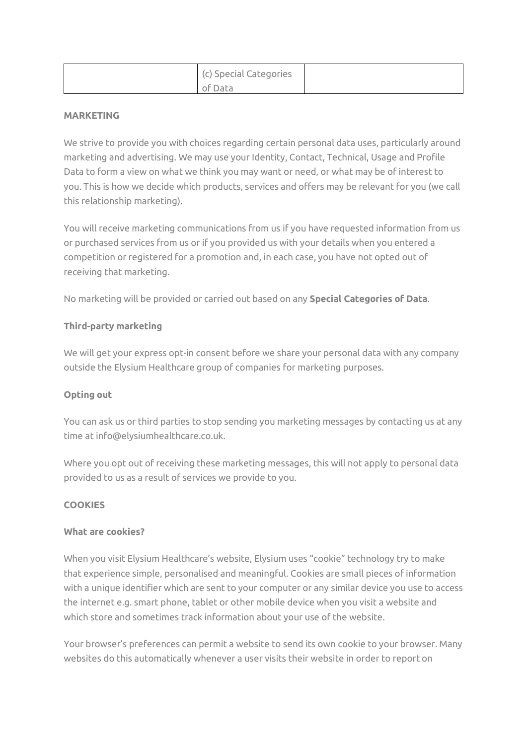| | (c) Special Categories of Data | |
|---|---|---|

**MARKETING**

We strive to provide you with choices regarding certain personal data uses, particularly around marketing and advertising. We may use your Identity, Contact, Technical, Usage and Profile Data to form a view on what we think you may want or need, or what may be of interest to you. This is how we decide which products, services and offers may be relevant for you (we call this relationship marketing).

You will receive marketing communications from us if you have requested information from us or purchased services from us or if you provided us with your details when you entered a competition or registered for a promotion and, in each case, you have not opted out of receiving that marketing.

No marketing will be provided or carried out based on any **Special Categories of Data**.

**Third-party marketing**

We will get your express opt-in consent before we share your personal data with any company outside the Elysium Healthcare group of companies for marketing purposes.

**Opting out**

You can ask us or third parties to stop sending you marketing messages by contacting us at any time at info@elysiumhealthcare.co.uk.

Where you opt out of receiving these marketing messages, this will not apply to personal data provided to us as a result of services we provide to you.

**COOKIES**

**What are cookies?**

When you visit Elysium Healthcare's website, Elysium uses "cookie" technology try to make that experience simple, personalised and meaningful. Cookies are small pieces of information with a unique identifier which are sent to your computer or any similar device you use to access the internet e.g. smart phone, tablet or other mobile device when you visit a website and which store and sometimes track information about your use of the website.

Your browser's preferences can permit a website to send its own cookie to your browser. Many websites do this automatically whenever a user visits their website in order to report on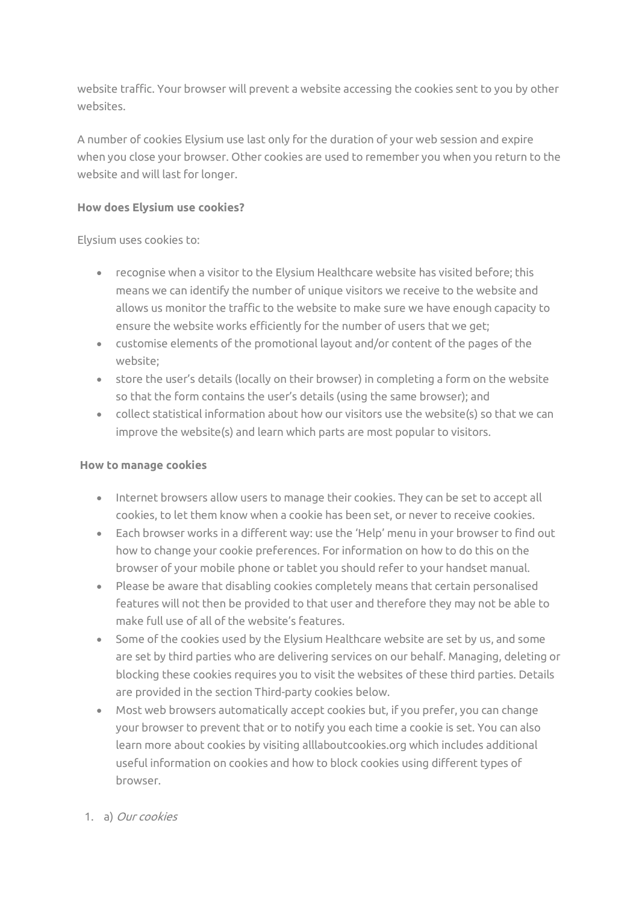website traffic. Your browser will prevent a website accessing the cookies sent to you by other websites.

A number of cookies Elysium use last only for the duration of your web session and expire when you close your browser. Other cookies are used to remember you when you return to the website and will last for longer.

**How does Elysium use cookies?**

Elysium uses cookies to:

- recognise when a visitor to the Elysium Healthcare website has visited before; this means we can identify the number of unique visitors we receive to the website and allows us monitor the traffic to the website to make sure we have enough capacity to ensure the website works efficiently for the number of users that we get;
- customise elements of the promotional layout and/or content of the pages of the website;
- store the user's details (locally on their browser) in completing a form on the website so that the form contains the user's details (using the same browser); and
- collect statistical information about how our visitors use the website(s) so that we can improve the website(s) and learn which parts are most popular to visitors.

**How to manage cookies**

- Internet browsers allow users to manage their cookies. They can be set to accept all cookies, to let them know when a cookie has been set, or never to receive cookies.
- Each browser works in a different way: use the 'Help' menu in your browser to find out how to change your cookie preferences. For information on how to do this on the browser of your mobile phone or tablet you should refer to your handset manual.
- Please be aware that disabling cookies completely means that certain personalised features will not then be provided to that user and therefore they may not be able to make full use of all of the website's features.
- Some of the cookies used by the Elysium Healthcare website are set by us, and some are set by third parties who are delivering services on our behalf. Managing, deleting or blocking these cookies requires you to visit the websites of these third parties. Details are provided in the section Third-party cookies below.
- Most web browsers automatically accept cookies but, if you prefer, you can change your browser to prevent that or to notify you each time a cookie is set. You can also learn more about cookies by visiting alllaboutcookies.org which includes additional useful information on cookies and how to block cookies using different types of browser.

1. a) *Our cookies*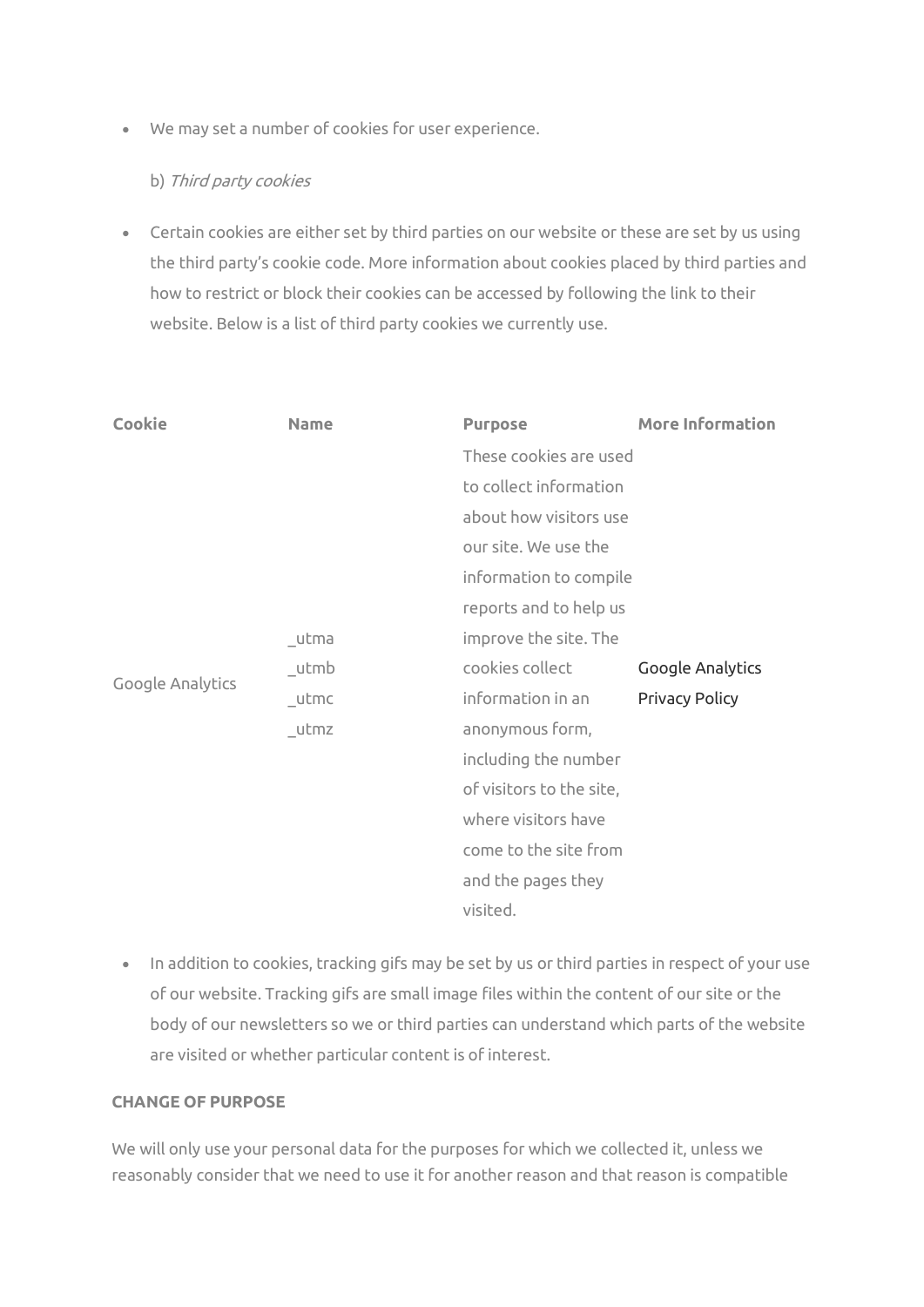- We may set a number of cookies for user experience.

  b) *Third party cookies*

- Certain cookies are either set by third parties on our website or these are set by us using the third party's cookie code. More information about cookies placed by third parties and how to restrict or block their cookies can be accessed by following the link to their website. Below is a list of third party cookies we currently use.

| Cookie | Name | Purpose | More Information |
| --- | --- | --- | --- |
| Google Analytics | _utma<br>_utmb<br>_utmc<br>_utmz | These cookies are used to collect information about how visitors use our site. We use the information to compile reports and to help us improve the site. The cookies collect information in an anonymous form, including the number of visitors to the site, where visitors have come to the site from and the pages they visited. | Google Analytics Privacy Policy |

- In addition to cookies, tracking gifs may be set by us or third parties in respect of your use of our website. Tracking gifs are small image files within the content of our site or the body of our newsletters so we or third parties can understand which parts of the website are visited or whether particular content is of interest.

**CHANGE OF PURPOSE**

We will only use your personal data for the purposes for which we collected it, unless we reasonably consider that we need to use it for another reason and that reason is compatible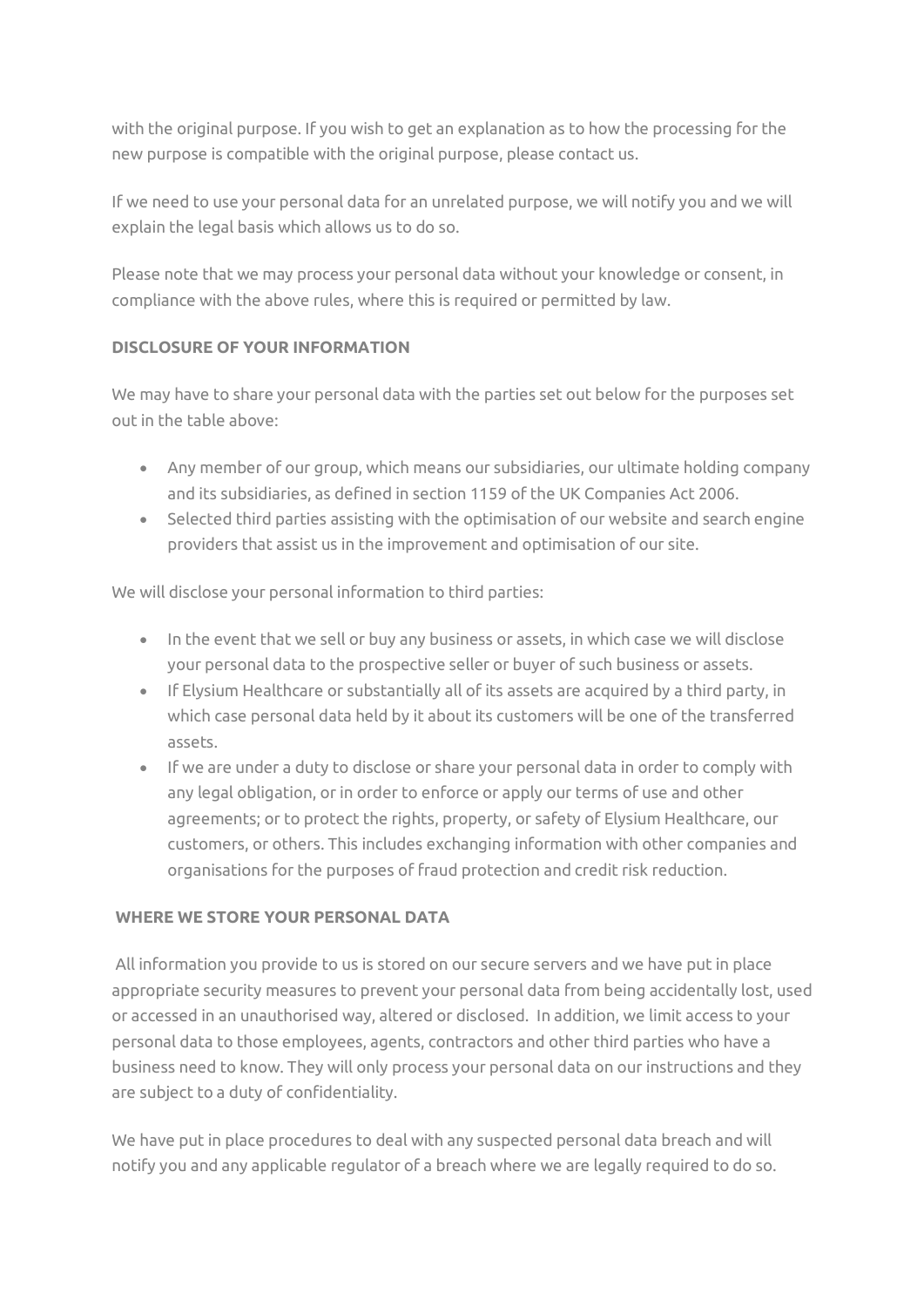with the original purpose. If you wish to get an explanation as to how the processing for the new purpose is compatible with the original purpose, please contact us.

If we need to use your personal data for an unrelated purpose, we will notify you and we will explain the legal basis which allows us to do so.

Please note that we may process your personal data without your knowledge or consent, in compliance with the above rules, where this is required or permitted by law.

**DISCLOSURE OF YOUR INFORMATION**

We may have to share your personal data with the parties set out below for the purposes set out in the table above:

- Any member of our group, which means our subsidiaries, our ultimate holding company and its subsidiaries, as defined in section 1159 of the UK Companies Act 2006.
- Selected third parties assisting with the optimisation of our website and search engine providers that assist us in the improvement and optimisation of our site.

We will disclose your personal information to third parties:

- In the event that we sell or buy any business or assets, in which case we will disclose your personal data to the prospective seller or buyer of such business or assets.
- If Elysium Healthcare or substantially all of its assets are acquired by a third party, in which case personal data held by it about its customers will be one of the transferred assets.
- If we are under a duty to disclose or share your personal data in order to comply with any legal obligation, or in order to enforce or apply our terms of use and other agreements; or to protect the rights, property, or safety of Elysium Healthcare, our customers, or others. This includes exchanging information with other companies and organisations for the purposes of fraud protection and credit risk reduction.

**WHERE WE STORE YOUR PERSONAL DATA**

All information you provide to us is stored on our secure servers and we have put in place appropriate security measures to prevent your personal data from being accidentally lost, used or accessed in an unauthorised way, altered or disclosed. In addition, we limit access to your personal data to those employees, agents, contractors and other third parties who have a business need to know. They will only process your personal data on our instructions and they are subject to a duty of confidentiality.

We have put in place procedures to deal with any suspected personal data breach and will notify you and any applicable regulator of a breach where we are legally required to do so.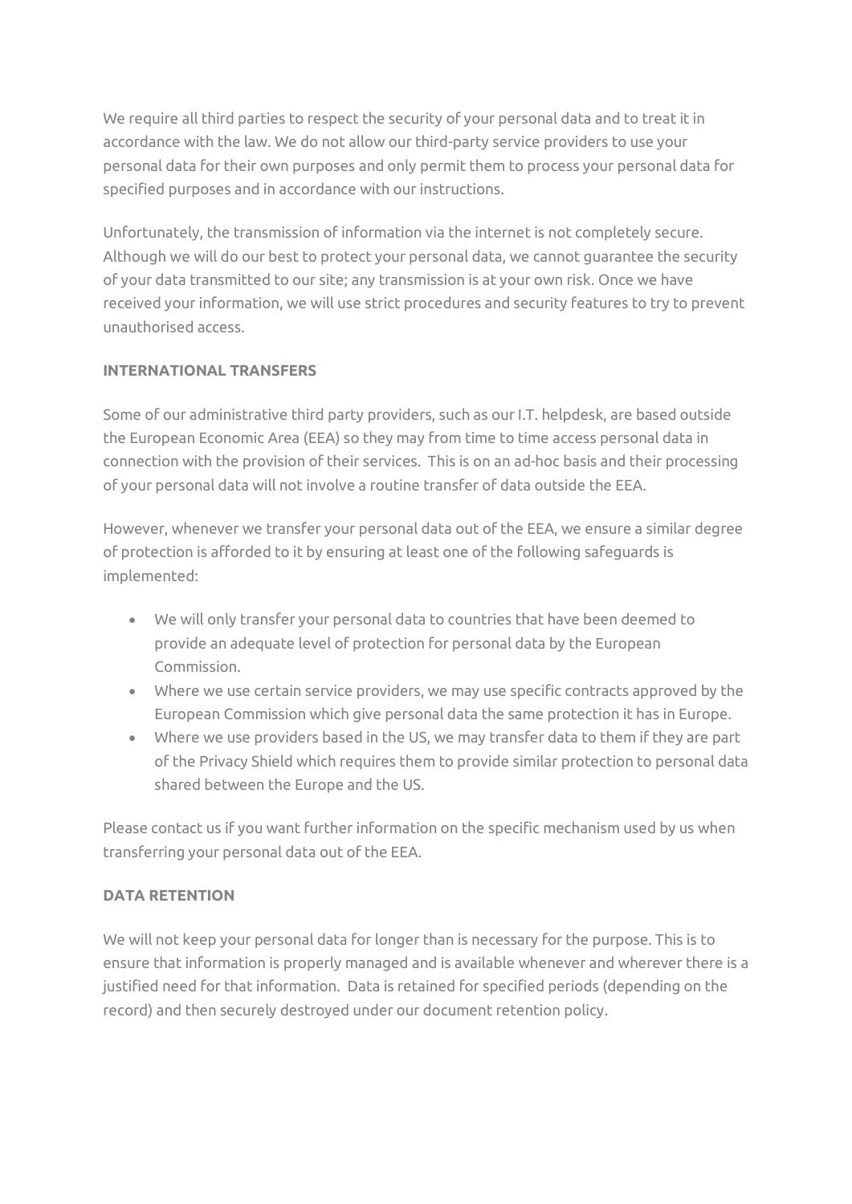We require all third parties to respect the security of your personal data and to treat it in accordance with the law. We do not allow our third-party service providers to use your personal data for their own purposes and only permit them to process your personal data for specified purposes and in accordance with our instructions.

Unfortunately, the transmission of information via the internet is not completely secure. Although we will do our best to protect your personal data, we cannot guarantee the security of your data transmitted to our site; any transmission is at your own risk. Once we have received your information, we will use strict procedures and security features to try to prevent unauthorised access.

## INTERNATIONAL TRANSFERS

Some of our administrative third party providers, such as our I.T. helpdesk, are based outside the European Economic Area (EEA) so they may from time to time access personal data in connection with the provision of their services. This is on an ad-hoc basis and their processing of your personal data will not involve a routine transfer of data outside the EEA.

However, whenever we transfer your personal data out of the EEA, we ensure a similar degree of protection is afforded to it by ensuring at least one of the following safeguards is implemented:

- We will only transfer your personal data to countries that have been deemed to provide an adequate level of protection for personal data by the European Commission.
- Where we use certain service providers, we may use specific contracts approved by the European Commission which give personal data the same protection it has in Europe.
- Where we use providers based in the US, we may transfer data to them if they are part of the Privacy Shield which requires them to provide similar protection to personal data shared between the Europe and the US.

Please contact us if you want further information on the specific mechanism used by us when transferring your personal data out of the EEA.

## DATA RETENTION

We will not keep your personal data for longer than is necessary for the purpose. This is to ensure that information is properly managed and is available whenever and wherever there is a justified need for that information. Data is retained for specified periods (depending on the record) and then securely destroyed under our document retention policy.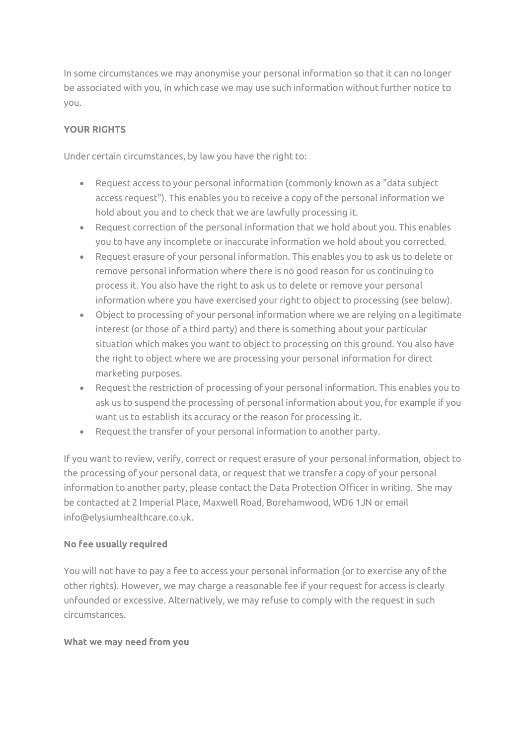In some circumstances we may anonymise your personal information so that it can no longer be associated with you, in which case we may use such information without further notice to you.

**YOUR RIGHTS**

Under certain circumstances, by law you have the right to:

- Request access to your personal information (commonly known as a "data subject access request"). This enables you to receive a copy of the personal information we hold about you and to check that we are lawfully processing it.
- Request correction of the personal information that we hold about you. This enables you to have any incomplete or inaccurate information we hold about you corrected.
- Request erasure of your personal information. This enables you to ask us to delete or remove personal information where there is no good reason for us continuing to process it. You also have the right to ask us to delete or remove your personal information where you have exercised your right to object to processing (see below).
- Object to processing of your personal information where we are relying on a legitimate interest (or those of a third party) and there is something about your particular situation which makes you want to object to processing on this ground. You also have the right to object where we are processing your personal information for direct marketing purposes.
- Request the restriction of processing of your personal information. This enables you to ask us to suspend the processing of personal information about you, for example if you want us to establish its accuracy or the reason for processing it.
- Request the transfer of your personal information to another party.

If you want to review, verify, correct or request erasure of your personal information, object to the processing of your personal data, or request that we transfer a copy of your personal information to another party, please contact the Data Protection Officer in writing. She may be contacted at 2 Imperial Place, Maxwell Road, Borehamwood, WD6 1JN or email info@elysiumhealthcare.co.uk.

**No fee usually required**

You will not have to pay a fee to access your personal information (or to exercise any of the other rights). However, we may charge a reasonable fee if your request for access is clearly unfounded or excessive. Alternatively, we may refuse to comply with the request in such circumstances.

**What we may need from you**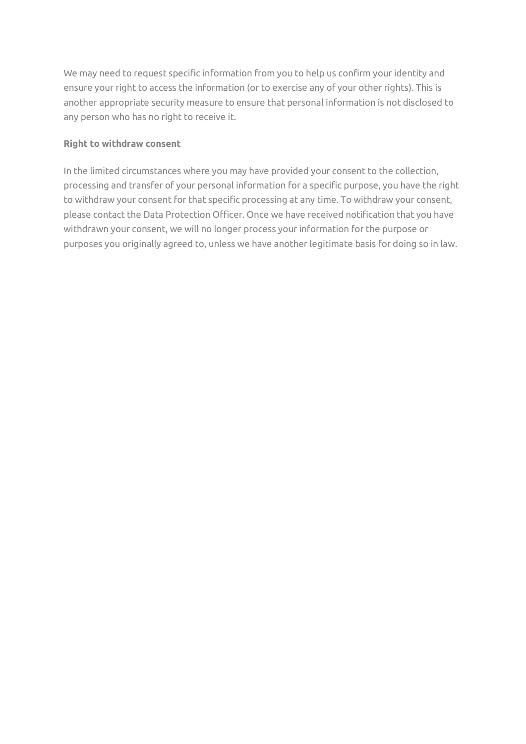We may need to request specific information from you to help us confirm your identity and ensure your right to access the information (or to exercise any of your other rights). This is another appropriate security measure to ensure that personal information is not disclosed to any person who has no right to receive it.

**Right to withdraw consent**

In the limited circumstances where you may have provided your consent to the collection, processing and transfer of your personal information for a specific purpose, you have the right to withdraw your consent for that specific processing at any time. To withdraw your consent, please contact the Data Protection Officer. Once we have received notification that you have withdrawn your consent, we will no longer process your information for the purpose or purposes you originally agreed to, unless we have another legitimate basis for doing so in law.